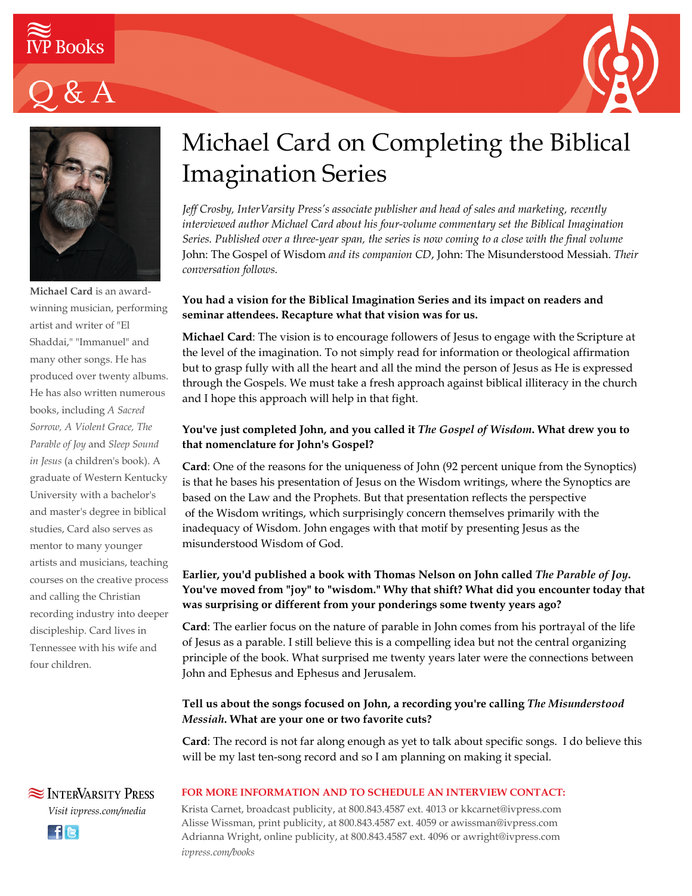IVP Books

Q & A

# Michael Card on Completing the Biblical Imagination Series

*Jeff Crosby, InterVarsity Press's associate publisher and head of sales and marketing, recently interviewed author Michael Card about his four-volume commentary set the Biblical Imagination Series. Published over a three-year span, the series is now coming to a close with the final volume* John: The Gospel of Wisdom *and its companion CD*, John: The Misunderstood Messiah. *Their conversation follows.*

**You had a vision for the Biblical Imagination Series and its impact on readers and seminar attendees. Recapture what that vision was for us.**

**Michael Card**: The vision is to encourage followers of Jesus to engage with the Scripture at the level of the imagination. To not simply read for information or theological affirmation but to grasp fully with all the heart and all the mind the person of Jesus as He is expressed through the Gospels. We must take a fresh approach against biblical illiteracy in the church and I hope this approach will help in that fight.

**You've just completed John, and you called it *The Gospel of Wisdom*. What drew you to that nomenclature for John's Gospel?**

**Card**: One of the reasons for the uniqueness of John (92 percent unique from the Synoptics) is that he bases his presentation of Jesus on the Wisdom writings, where the Synoptics are based on the Law and the Prophets. But that presentation reflects the perspective of the Wisdom writings, which surprisingly concern themselves primarily with the inadequacy of Wisdom. John engages with that motif by presenting Jesus as the misunderstood Wisdom of God.

**Earlier, you'd published a book with Thomas Nelson on John called *The Parable of Joy*. You've moved from "joy" to "wisdom." Why that shift? What did you encounter today that was surprising or different from your ponderings some twenty years ago?**

**Card**: The earlier focus on the nature of parable in John comes from his portrayal of the life of Jesus as a parable. I still believe this is a compelling idea but not the central organizing principle of the book. What surprised me twenty years later were the connections between John and Ephesus and Ephesus and Jerusalem.

**Tell us about the songs focused on John, a recording you're calling *The Misunderstood Messiah*. What are your one or two favorite cuts?**

**Card**: The record is not far along enough as yet to talk about specific songs. I do believe this will be my last ten-song record and so I am planning on making it special.

**Michael Card** is an award-winning musician, performing artist and writer of "El Shaddai," "Immanuel" and many other songs. He has produced over twenty albums. He has also written numerous books, including *A Sacred Sorrow, A Violent Grace, The Parable of Joy* and *Sleep Sound in Jesus* (a children's book). A graduate of Western Kentucky University with a bachelor's and master's degree in biblical studies, Card also serves as mentor to many younger artists and musicians, teaching courses on the creative process and calling the Christian recording industry into deeper discipleship. Card lives in Tennessee with his wife and four children.

InterVarsity Press

*Visit ivpress.com/media*

**FOR MORE INFORMATION AND TO SCHEDULE AN INTERVIEW CONTACT:**

Krista Carnet, broadcast publicity, at 800.843.4587 ext. 4013 or kkcarnet@ivpress.com
Alisse Wissman, print publicity, at 800.843.4587 ext. 4059 or awissman@ivpress.com
Adrianna Wright, online publicity, at 800.843.4587 ext. 4096 or awright@ivpress.com
*ivpress.com/books*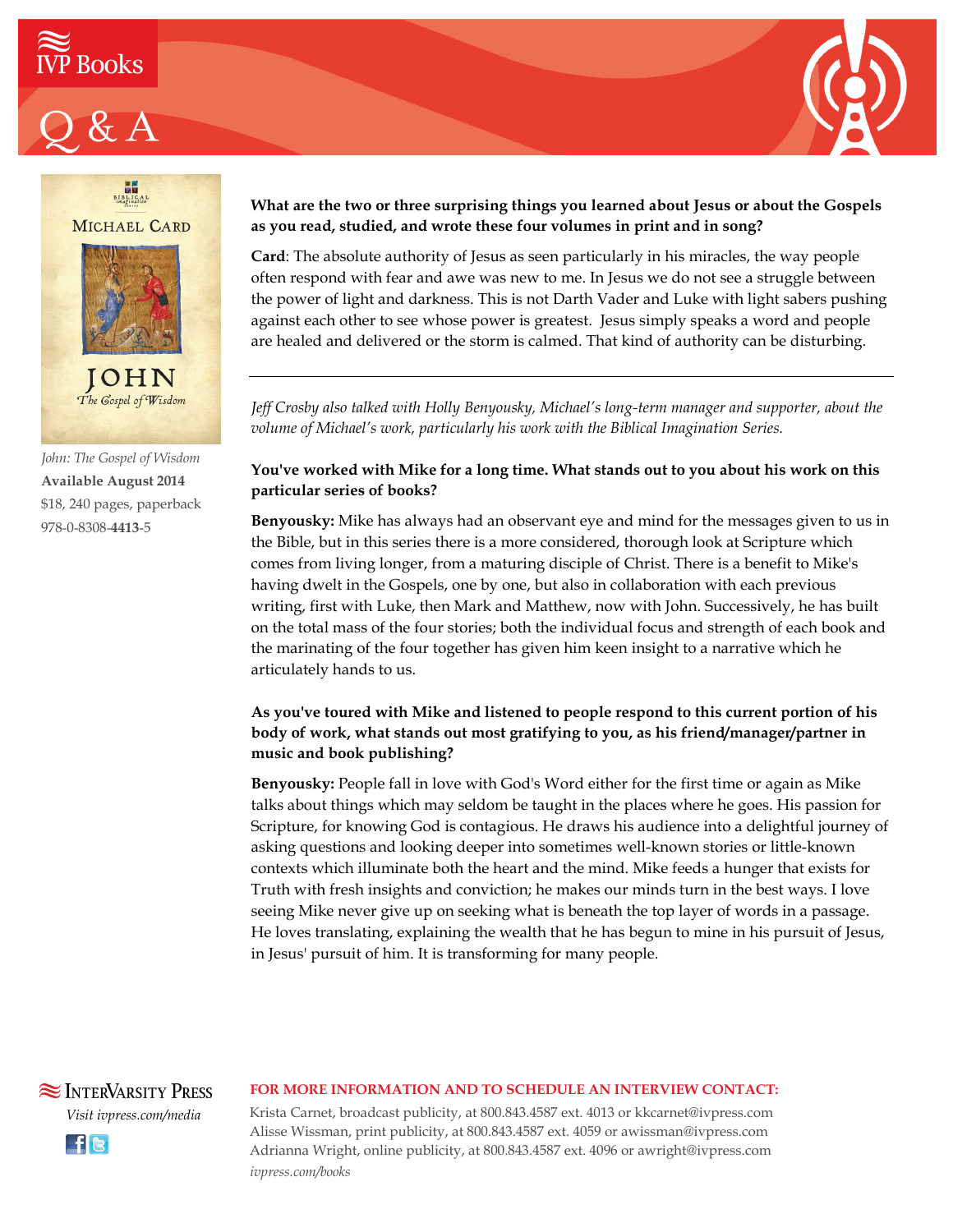IVP Books

# Q & A

MICHAEL CARD

JOHN
*The Gospel of Wisdom*

*John: The Gospel of Wisdom*
**Available August 2014**
$18, 240 pages, paperback
978-0-8308-**4413**-5

**What are the two or three surprising things you learned about Jesus or about the Gospels as you read, studied, and wrote these four volumes in print and in song?**

**Card**: The absolute authority of Jesus as seen particularly in his miracles, the way people often respond with fear and awe was new to me. In Jesus we do not see a struggle between the power of light and darkness. This is not Darth Vader and Luke with light sabers pushing against each other to see whose power is greatest. Jesus simply speaks a word and people are healed and delivered or the storm is calmed. That kind of authority can be disturbing.

---

*Jeff Crosby also talked with Holly Benyousky, Michael's long-term manager and supporter, about the volume of Michael's work, particularly his work with the Biblical Imagination Series.*

**You've worked with Mike for a long time. What stands out to you about his work on this particular series of books?**

**Benyousky:** Mike has always had an observant eye and mind for the messages given to us in the Bible, but in this series there is a more considered, thorough look at Scripture which comes from living longer, from a maturing disciple of Christ. There is a benefit to Mike's having dwelt in the Gospels, one by one, but also in collaboration with each previous writing, first with Luke, then Mark and Matthew, now with John. Successively, he has built on the total mass of the four stories; both the individual focus and strength of each book and the marinating of the four together has given him keen insight to a narrative which he articulately hands to us.

**As you've toured with Mike and listened to people respond to this current portion of his body of work, what stands out most gratifying to you, as his friend/manager/partner in music and book publishing?**

**Benyousky:** People fall in love with God's Word either for the first time or again as Mike talks about things which may seldom be taught in the places where he goes. His passion for Scripture, for knowing God is contagious. He draws his audience into a delightful journey of asking questions and looking deeper into sometimes well-known stories or little-known contexts which illuminate both the heart and the mind. Mike feeds a hunger that exists for Truth with fresh insights and conviction; he makes our minds turn in the best ways. I love seeing Mike never give up on seeking what is beneath the top layer of words in a passage. He loves translating, explaining the wealth that he has begun to mine in his pursuit of Jesus, in Jesus' pursuit of him. It is transforming for many people.

INTERVARSITY PRESS
*Visit ivpress.com/media*

**FOR MORE INFORMATION AND TO SCHEDULE AN INTERVIEW CONTACT:**

Krista Carnet, broadcast publicity, at 800.843.4587 ext. 4013 or kkcarnet@ivpress.com
Alisse Wissman, print publicity, at 800.843.4587 ext. 4059 or awissman@ivpress.com
Adrianna Wright, online publicity, at 800.843.4587 ext. 4096 or awright@ivpress.com
*ivpress.com/books*